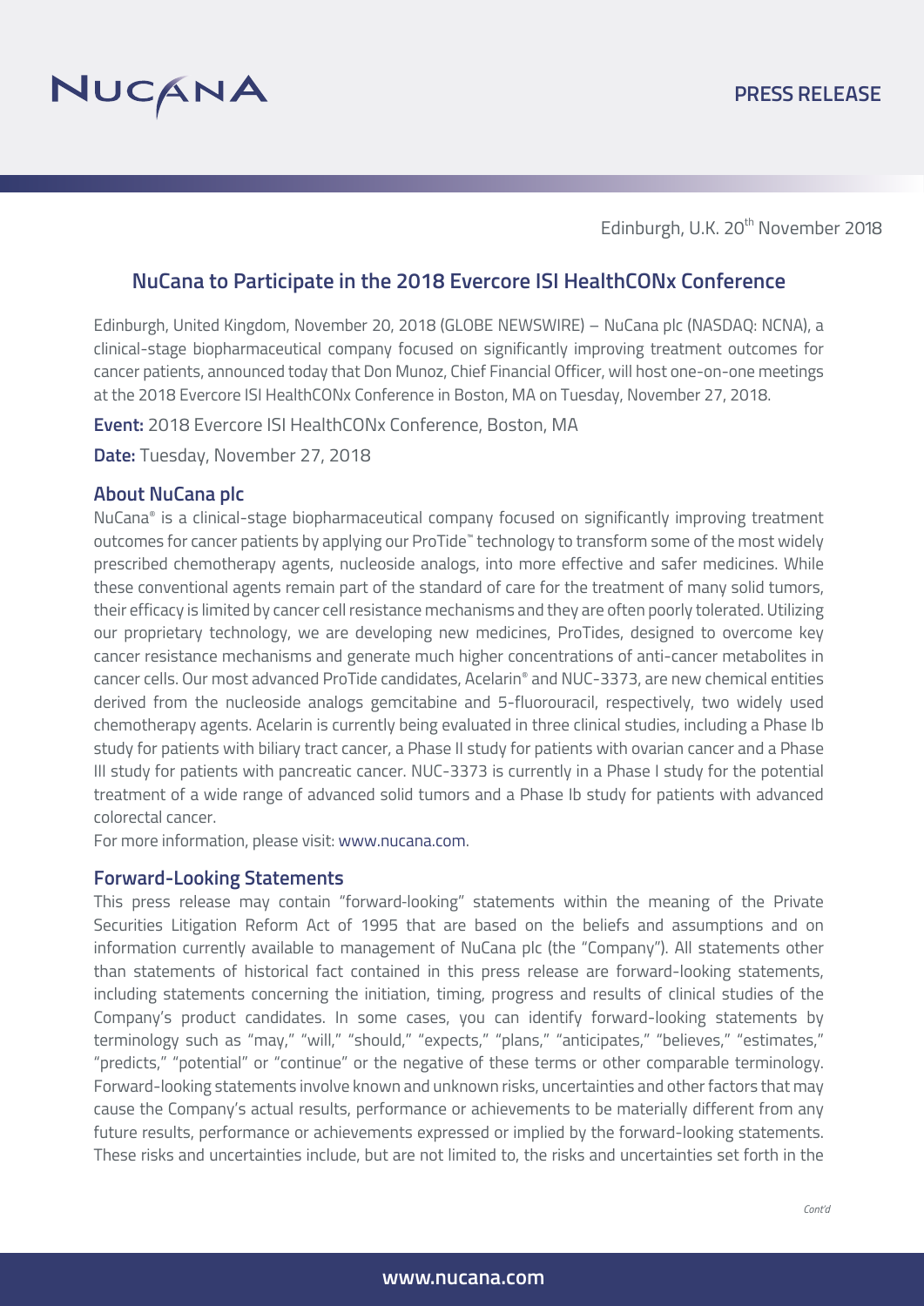Edinburgh, U.K. 20th November 2018

# NuCana to Participate in the 2018 Evercore ISI HealthCONx Conference

Edinburgh, United Kingdom, November 20, 2018 (GLOBE NEWSWIRE) – NuCana plc (NASDAQ: NCNA), a clinical-stage biopharmaceutical company focused on significantly improving treatment outcomes for cancer patients, announced today that Don Munoz, Chief Financial Officer, will host one-on-one meetings at the 2018 Evercore ISI HealthCONx Conference in Boston, MA on Tuesday, November 27, 2018.

**Event:** 2018 Evercore ISI HealthCONx Conference, Boston, MA

**Date:** Tuesday, November 27, 2018

## About NuCana plc

NuCana® is a clinical-stage biopharmaceutical company focused on significantly improving treatment outcomes for cancer patients by applying our ProTide™ technology to transform some of the most widely prescribed chemotherapy agents, nucleoside analogs, into more effective and safer medicines. While these conventional agents remain part of the standard of care for the treatment of many solid tumors, their efficacy is limited by cancer cell resistance mechanisms and they are often poorly tolerated. Utilizing our proprietary technology, we are developing new medicines, ProTides, designed to overcome key cancer resistance mechanisms and generate much higher concentrations of anti-cancer metabolites in cancer cells. Our most advanced ProTide candidates, Acelarin® and NUC-3373, are new chemical entities derived from the nucleoside analogs gemcitabine and 5-fluorouracil, respectively, two widely used chemotherapy agents. Acelarin is currently being evaluated in three clinical studies, including a Phase Ib study for patients with biliary tract cancer, a Phase II study for patients with ovarian cancer and a Phase III study for patients with pancreatic cancer. NUC-3373 is currently in a Phase I study for the potential treatment of a wide range of advanced solid tumors and a Phase Ib study for patients with advanced colorectal cancer.

For more information, please visit: www.nucana.com.

## Forward-Looking Statements

This press release may contain "forward-looking" statements within the meaning of the Private Securities Litigation Reform Act of 1995 that are based on the beliefs and assumptions and on information currently available to management of NuCana plc (the "Company"). All statements other than statements of historical fact contained in this press release are forward-looking statements, including statements concerning the initiation, timing, progress and results of clinical studies of the Company's product candidates. In some cases, you can identify forward-looking statements by terminology such as "may," "will," "should," "expects," "plans," "anticipates," "believes," "estimates," "predicts," "potential" or "continue" or the negative of these terms or other comparable terminology. Forward-looking statements involve known and unknown risks, uncertainties and other factors that may cause the Company's actual results, performance or achievements to be materially different from any future results, performance or achievements expressed or implied by the forward-looking statements. These risks and uncertainties include, but are not limited to, the risks and uncertainties set forth in the

*Cont'd*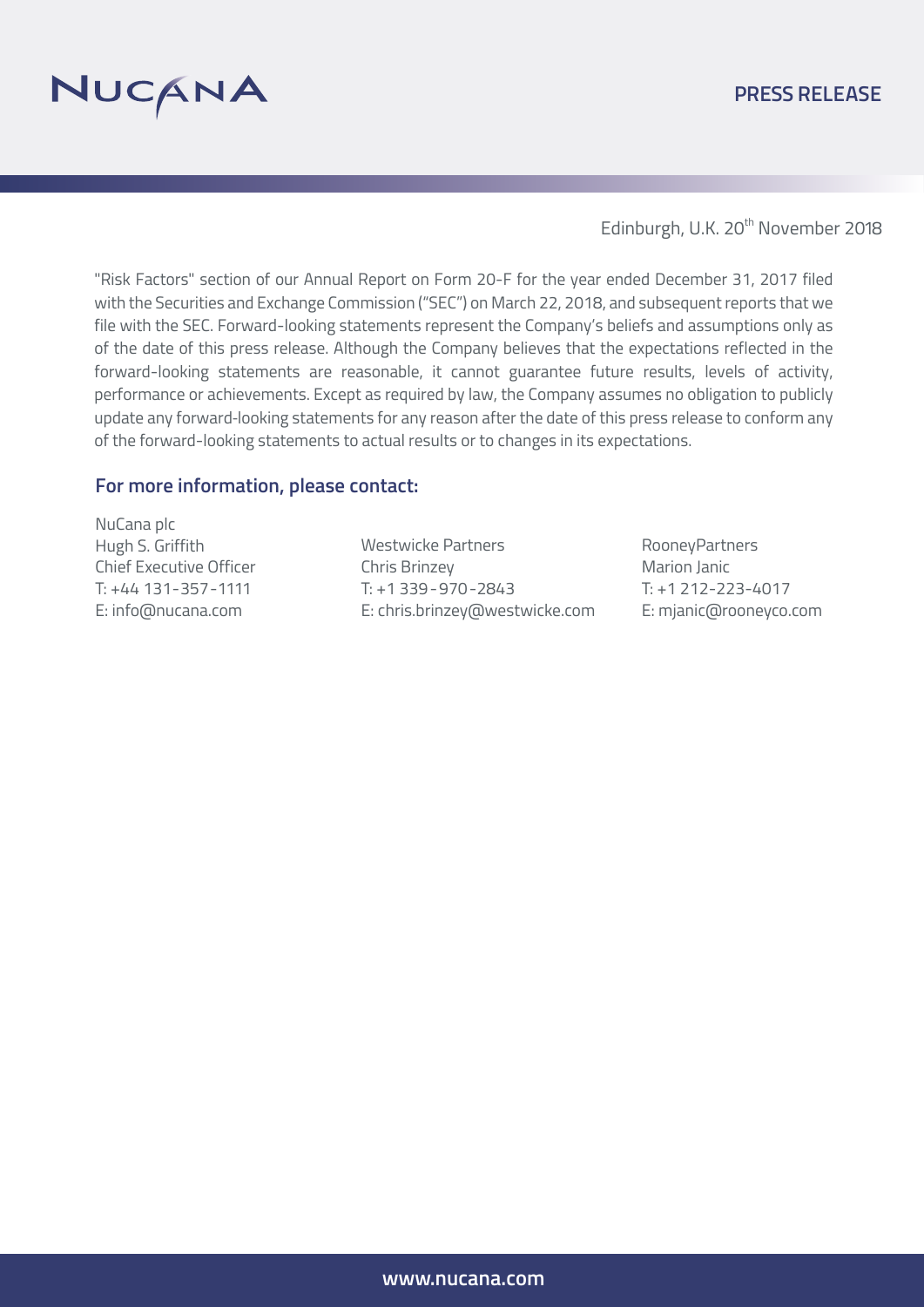Edinburgh, U.K. 20th November 2018

"Risk Factors" section of our Annual Report on Form 20-F for the year ended December 31, 2017 filed with the Securities and Exchange Commission ("SEC") on March 22, 2018, and subsequent reports that we file with the SEC. Forward-looking statements represent the Company's beliefs and assumptions only as of the date of this press release. Although the Company believes that the expectations reflected in the forward-looking statements are reasonable, it cannot guarantee future results, levels of activity, performance or achievements. Except as required by law, the Company assumes no obligation to publicly update any forward-looking statements for any reason after the date of this press release to conform any of the forward-looking statements to actual results or to changes in its expectations.

## For more information, please contact:

NuCana plc
Hugh S. Griffith
Chief Executive Officer
T: +44 131-357-1111
E: info@nucana.com

Westwicke Partners
Chris Brinzey
T: +1 339-970-2843
E: chris.brinzey@westwicke.com

RooneyPartners
Marion Janic
T: +1 212-223-4017
E: mjanic@rooneyco.com